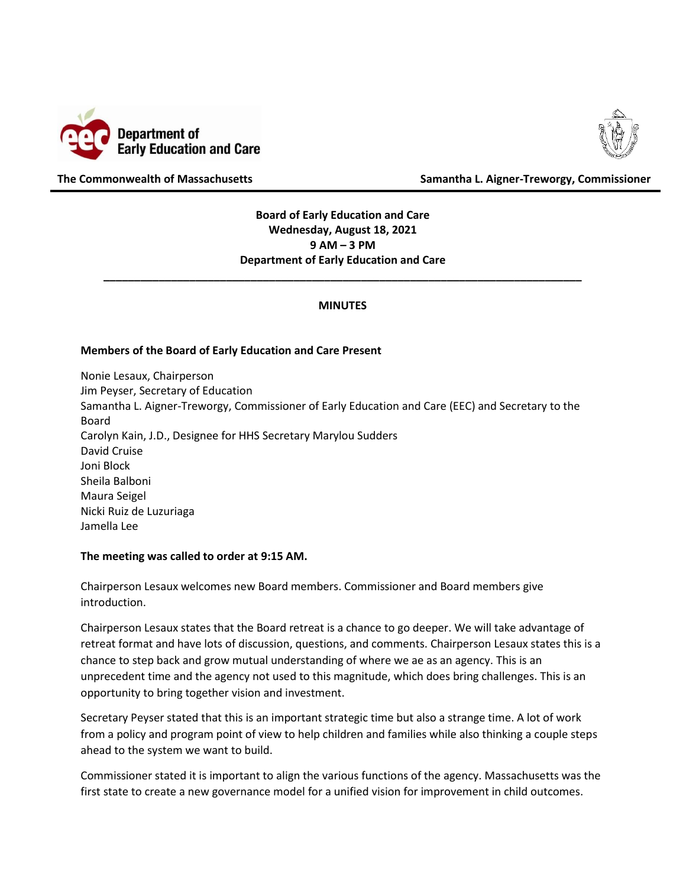Department of Early Education and Care

**The Commonwealth of Massachusetts** **Samantha L. Aigner-Treworgy, Commissioner**

**Board of Early Education and Care**
**Wednesday, August 18, 2021**
**9 AM – 3 PM**
**Department of Early Education and Care**

---

**MINUTES**

**Members of the Board of Early Education and Care Present**

Nonie Lesaux, Chairperson
Jim Peyser, Secretary of Education
Samantha L. Aigner-Treworgy, Commissioner of Early Education and Care (EEC) and Secretary to the Board
Carolyn Kain, J.D., Designee for HHS Secretary Marylou Sudders
David Cruise
Joni Block
Sheila Balboni
Maura Seigel
Nicki Ruiz de Luzuriaga
Jamella Lee

**The meeting was called to order at 9:15 AM.**

Chairperson Lesaux welcomes new Board members. Commissioner and Board members give introduction.

Chairperson Lesaux states that the Board retreat is a chance to go deeper. We will take advantage of retreat format and have lots of discussion, questions, and comments. Chairperson Lesaux states this is a chance to step back and grow mutual understanding of where we ae as an agency. This is an unprecedent time and the agency not used to this magnitude, which does bring challenges. This is an opportunity to bring together vision and investment.

Secretary Peyser stated that this is an important strategic time but also a strange time. A lot of work from a policy and program point of view to help children and families while also thinking a couple steps ahead to the system we want to build.

Commissioner stated it is important to align the various functions of the agency. Massachusetts was the first state to create a new governance model for a unified vision for improvement in child outcomes.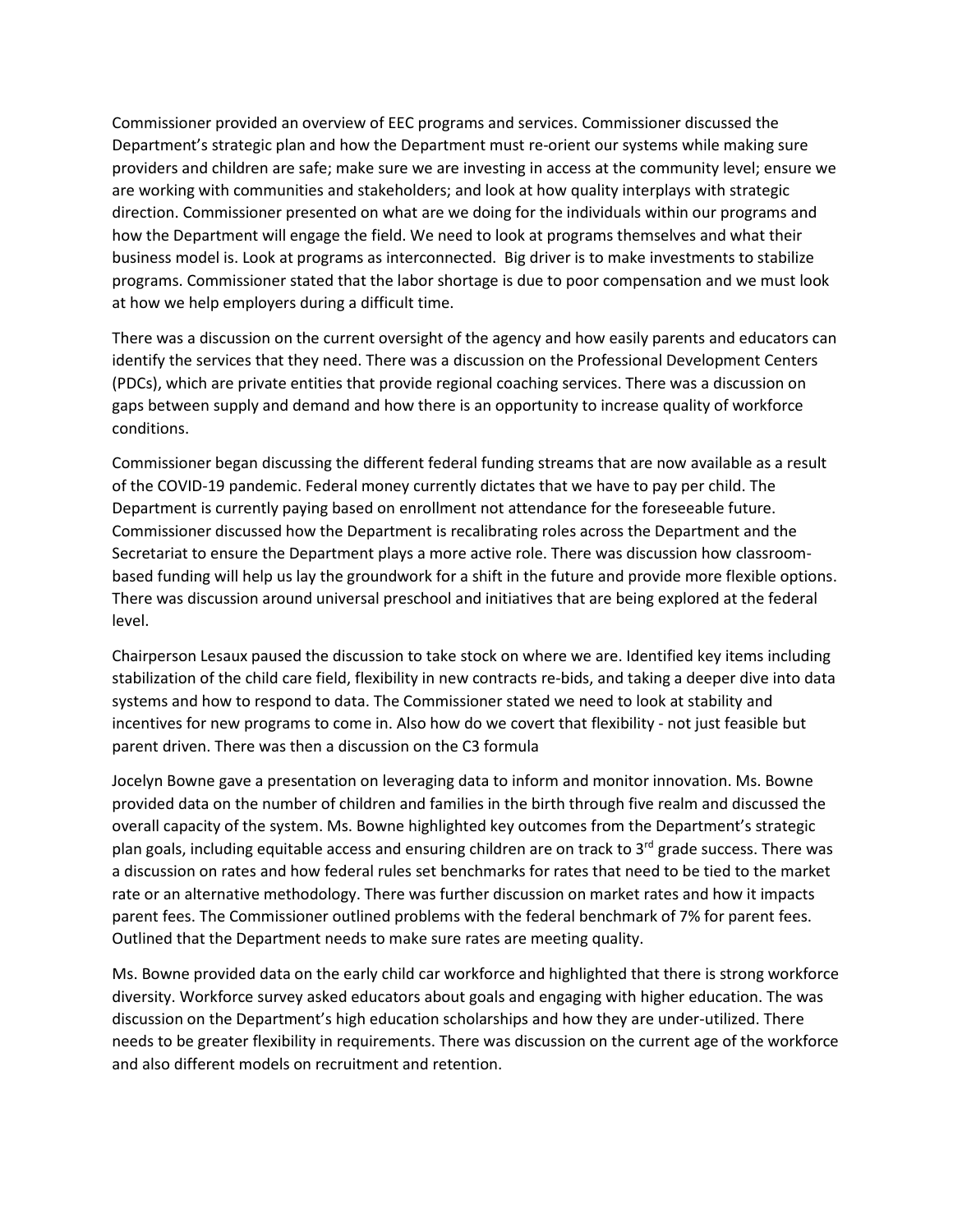Commissioner provided an overview of EEC programs and services. Commissioner discussed the Department's strategic plan and how the Department must re-orient our systems while making sure providers and children are safe; make sure we are investing in access at the community level; ensure we are working with communities and stakeholders; and look at how quality interplays with strategic direction. Commissioner presented on what are we doing for the individuals within our programs and how the Department will engage the field. We need to look at programs themselves and what their business model is. Look at programs as interconnected. Big driver is to make investments to stabilize programs. Commissioner stated that the labor shortage is due to poor compensation and we must look at how we help employers during a difficult time.

There was a discussion on the current oversight of the agency and how easily parents and educators can identify the services that they need. There was a discussion on the Professional Development Centers (PDCs), which are private entities that provide regional coaching services. There was a discussion on gaps between supply and demand and how there is an opportunity to increase quality of workforce conditions.

Commissioner began discussing the different federal funding streams that are now available as a result of the COVID-19 pandemic. Federal money currently dictates that we have to pay per child. The Department is currently paying based on enrollment not attendance for the foreseeable future. Commissioner discussed how the Department is recalibrating roles across the Department and the Secretariat to ensure the Department plays a more active role. There was discussion how classroom-based funding will help us lay the groundwork for a shift in the future and provide more flexible options. There was discussion around universal preschool and initiatives that are being explored at the federal level.

Chairperson Lesaux paused the discussion to take stock on where we are. Identified key items including stabilization of the child care field, flexibility in new contracts re-bids, and taking a deeper dive into data systems and how to respond to data. The Commissioner stated we need to look at stability and incentives for new programs to come in. Also how do we covert that flexibility - not just feasible but parent driven. There was then a discussion on the C3 formula

Jocelyn Bowne gave a presentation on leveraging data to inform and monitor innovation. Ms. Bowne provided data on the number of children and families in the birth through five realm and discussed the overall capacity of the system. Ms. Bowne highlighted key outcomes from the Department's strategic plan goals, including equitable access and ensuring children are on track to 3rd grade success. There was a discussion on rates and how federal rules set benchmarks for rates that need to be tied to the market rate or an alternative methodology. There was further discussion on market rates and how it impacts parent fees. The Commissioner outlined problems with the federal benchmark of 7% for parent fees. Outlined that the Department needs to make sure rates are meeting quality.

Ms. Bowne provided data on the early child car workforce and highlighted that there is strong workforce diversity. Workforce survey asked educators about goals and engaging with higher education. The was discussion on the Department's high education scholarships and how they are under-utilized. There needs to be greater flexibility in requirements. There was discussion on the current age of the workforce and also different models on recruitment and retention.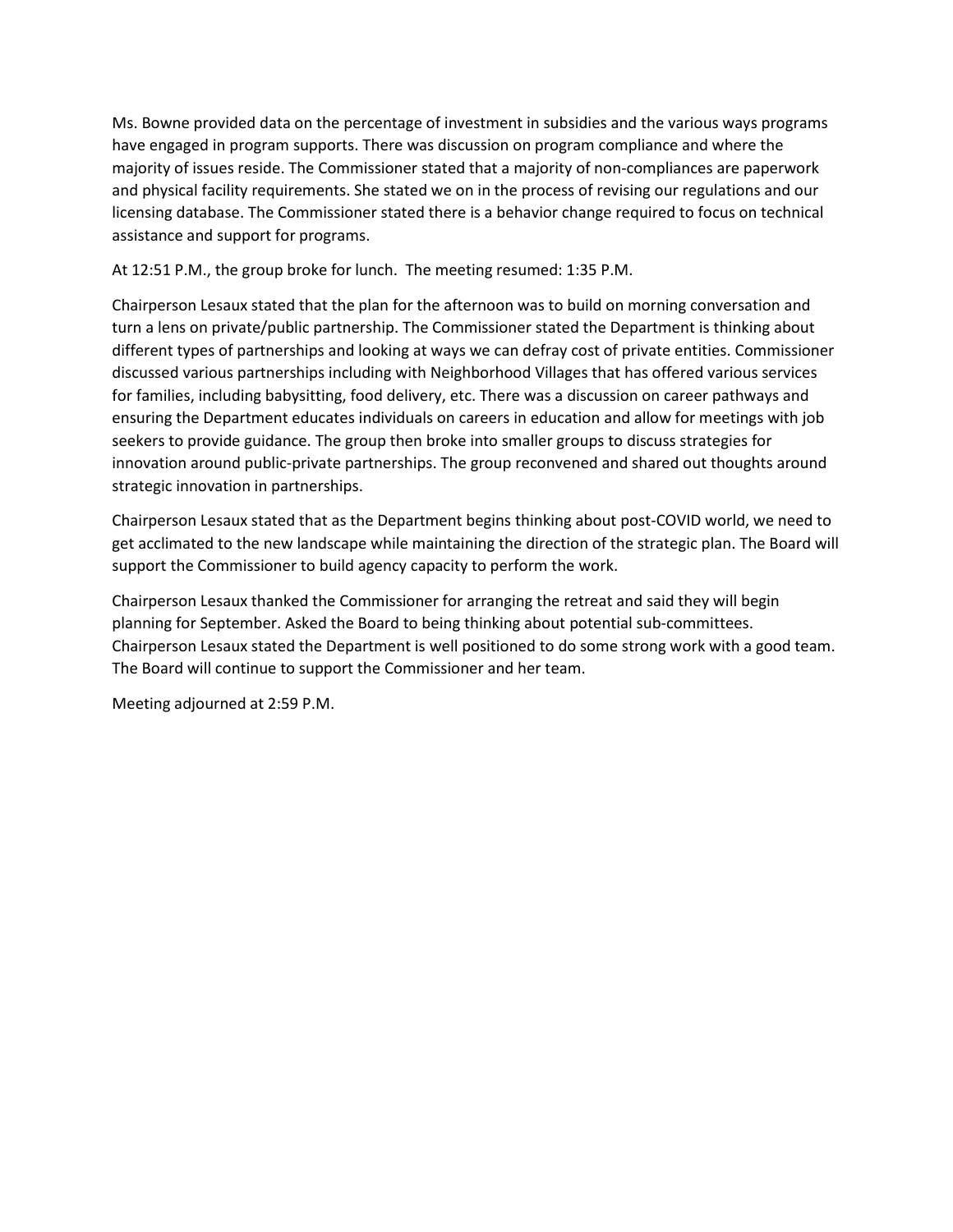Ms. Bowne provided data on the percentage of investment in subsidies and the various ways programs have engaged in program supports. There was discussion on program compliance and where the majority of issues reside. The Commissioner stated that a majority of non-compliances are paperwork and physical facility requirements. She stated we on in the process of revising our regulations and our licensing database. The Commissioner stated there is a behavior change required to focus on technical assistance and support for programs.

At 12:51 P.M., the group broke for lunch. The meeting resumed: 1:35 P.M.

Chairperson Lesaux stated that the plan for the afternoon was to build on morning conversation and turn a lens on private/public partnership. The Commissioner stated the Department is thinking about different types of partnerships and looking at ways we can defray cost of private entities. Commissioner discussed various partnerships including with Neighborhood Villages that has offered various services for families, including babysitting, food delivery, etc. There was a discussion on career pathways and ensuring the Department educates individuals on careers in education and allow for meetings with job seekers to provide guidance. The group then broke into smaller groups to discuss strategies for innovation around public-private partnerships. The group reconvened and shared out thoughts around strategic innovation in partnerships.

Chairperson Lesaux stated that as the Department begins thinking about post-COVID world, we need to get acclimated to the new landscape while maintaining the direction of the strategic plan. The Board will support the Commissioner to build agency capacity to perform the work.

Chairperson Lesaux thanked the Commissioner for arranging the retreat and said they will begin planning for September. Asked the Board to being thinking about potential sub-committees. Chairperson Lesaux stated the Department is well positioned to do some strong work with a good team. The Board will continue to support the Commissioner and her team.

Meeting adjourned at 2:59 P.M.